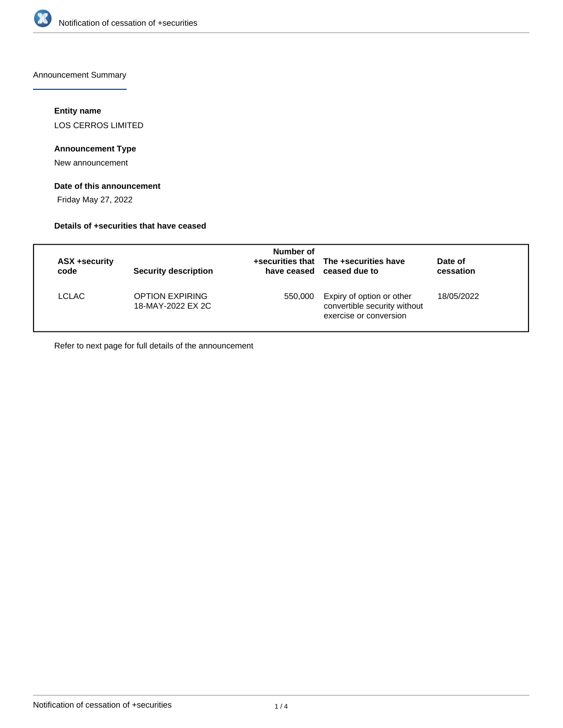Announcement Summary

### Entity name

LOS CERROS LIMITED

### Announcement Type

New announcement

### Date of this announcement

Friday May 27, 2022

### Details of +securities that have ceased

| ASX +security code | Security description | Number of +securities that have ceased | The +securities have ceased due to | Date of cessation |
|---|---|---|---|---|
| LCLAC | OPTION EXPIRING 18-MAY-2022 EX 2C | 550,000 | Expiry of option or other convertible security without exercise or conversion | 18/05/2022 |

Refer to next page for full details of the announcement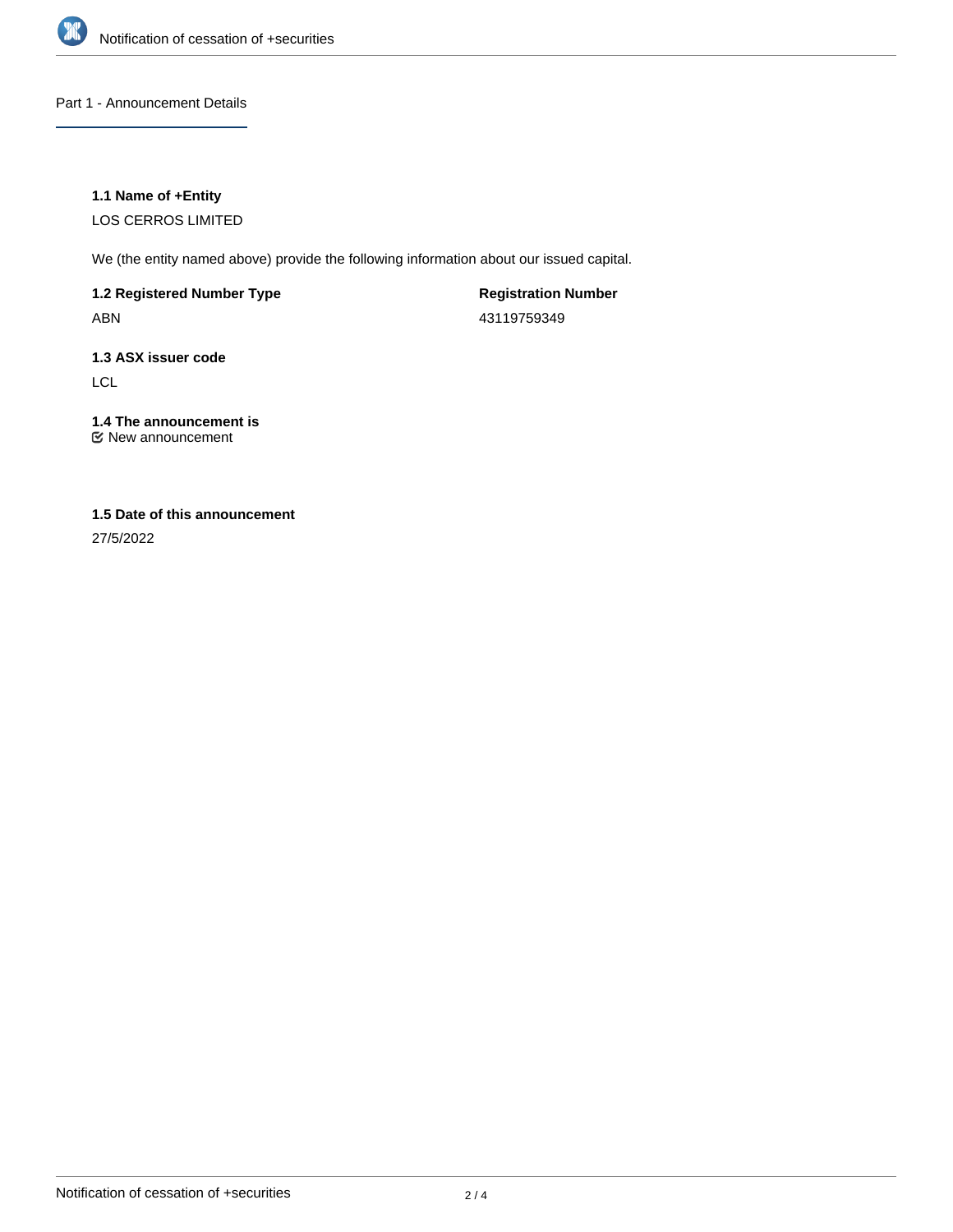## Part 1 - Announcement Details

### 1.1 Name of +Entity

LOS CERROS LIMITED

We (the entity named above) provide the following information about our issued capital.

| 1.2 Registered Number Type | Registration Number |
| --- | --- |
| ABN | 43119759349 |

### 1.3 ASX issuer code

LCL

### 1.4 The announcement is

New announcement

### 1.5 Date of this announcement

27/5/2022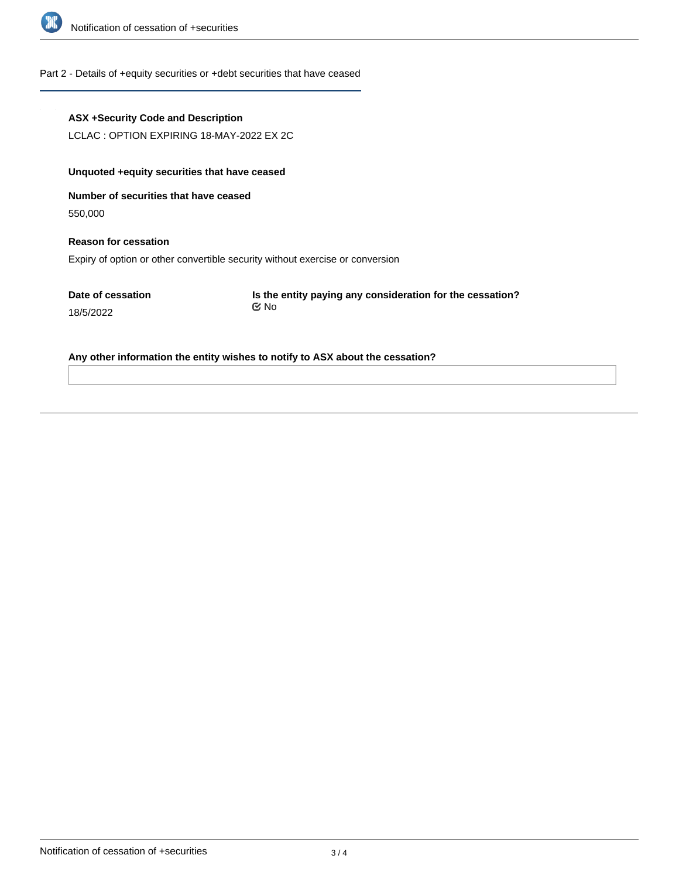## Part 2 - Details of +equity securities or +debt securities that have ceased

**ASX +Security Code and Description**

LCLAC : OPTION EXPIRING 18-MAY-2022 EX 2C

**Unquoted +equity securities that have ceased**

**Number of securities that have ceased**

550,000

**Reason for cessation**

Expiry of option or other convertible security without exercise or conversion

**Date of cessation**

18/5/2022

**Is the entity paying any consideration for the cessation?**

No

**Any other information the entity wishes to notify to ASX about the cessation?**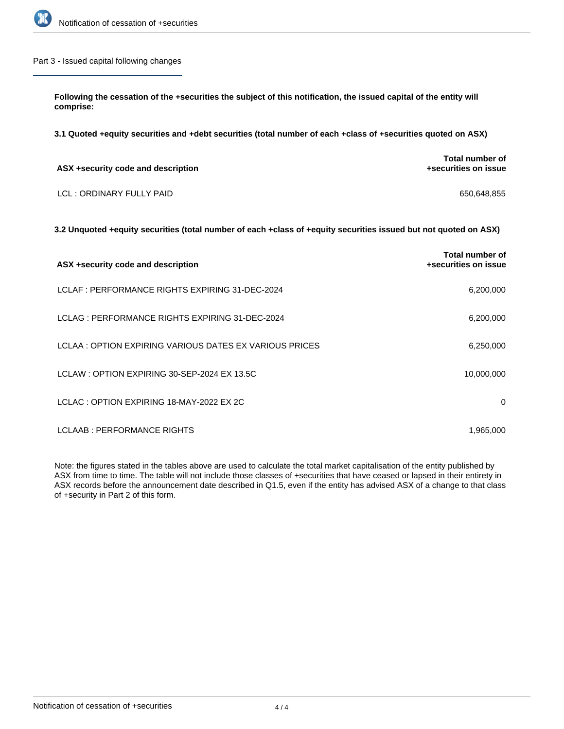## Part 3 - Issued capital following changes

**Following the cessation of the +securities the subject of this notification, the issued capital of the entity will comprise:**

**3.1 Quoted +equity securities and +debt securities (total number of each +class of +securities quoted on ASX)**

| ASX +security code and description | Total number of +securities on issue |
|---|---|
| LCL : ORDINARY FULLY PAID | 650,648,855 |

**3.2 Unquoted +equity securities (total number of each +class of +equity securities issued but not quoted on ASX)**

| ASX +security code and description | Total number of +securities on issue |
|---|---|
| LCLAF : PERFORMANCE RIGHTS EXPIRING 31-DEC-2024 | 6,200,000 |
| LCLAG : PERFORMANCE RIGHTS EXPIRING 31-DEC-2024 | 6,200,000 |
| LCLAA : OPTION EXPIRING VARIOUS DATES EX VARIOUS PRICES | 6,250,000 |
| LCLAW : OPTION EXPIRING 30-SEP-2024 EX 13.5C | 10,000,000 |
| LCLAC : OPTION EXPIRING 18-MAY-2022 EX 2C | 0 |
| LCLAAB : PERFORMANCE RIGHTS | 1,965,000 |

Note: the figures stated in the tables above are used to calculate the total market capitalisation of the entity published by ASX from time to time. The table will not include those classes of +securities that have ceased or lapsed in their entirety in ASX records before the announcement date described in Q1.5, even if the entity has advised ASX of a change to that class of +security in Part 2 of this form.